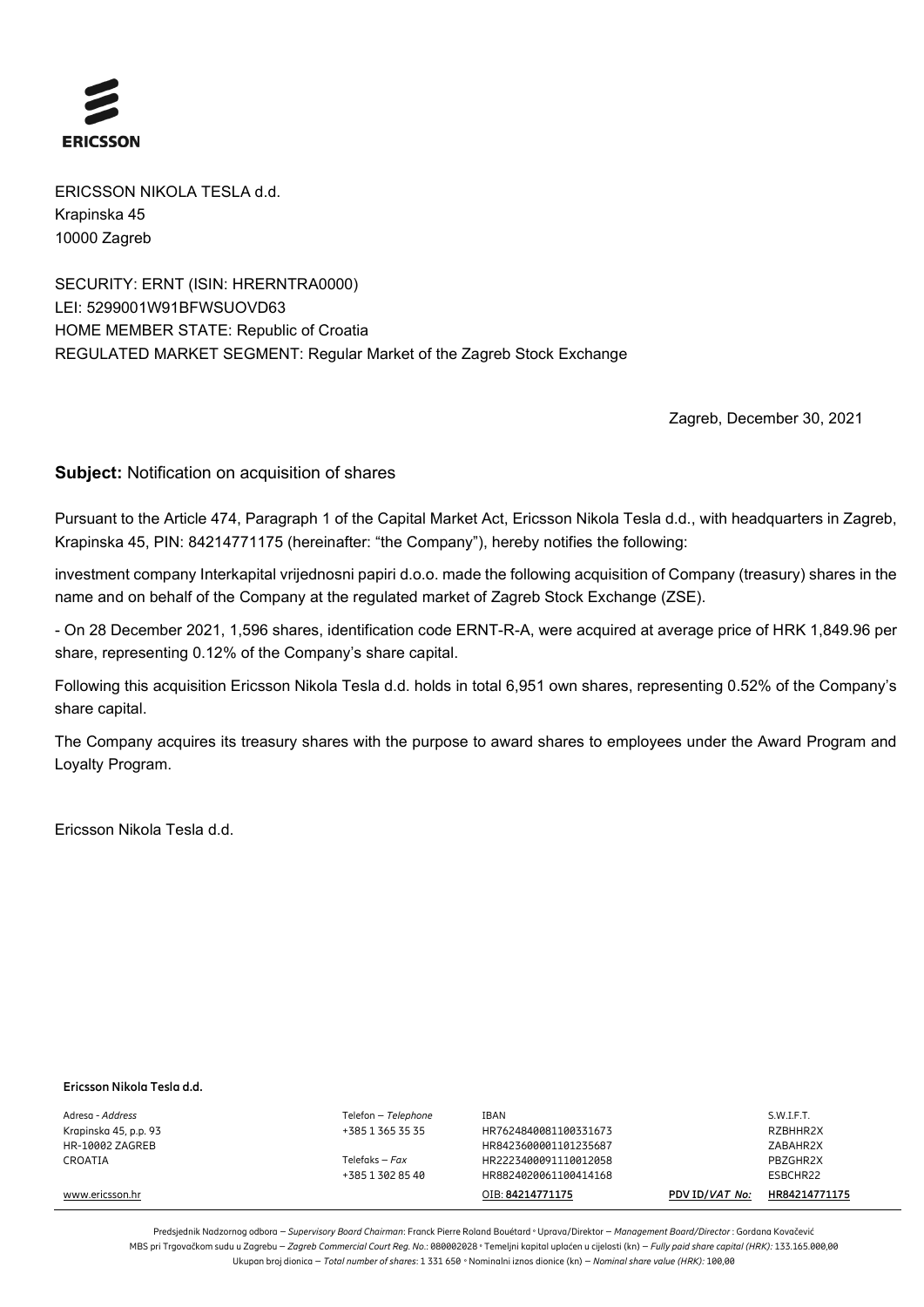ERICSSON

ERICSSON NIKOLA TESLA d.d.
Krapinska 45
10000 Zagreb

SECURITY: ERNT (ISIN: HRERNTRA0000)
LEI: 5299001W91BFWSUOVD63
HOME MEMBER STATE: Republic of Croatia
REGULATED MARKET SEGMENT: Regular Market of the Zagreb Stock Exchange

Zagreb, December 30, 2021

**Subject:** Notification on acquisition of shares

Pursuant to the Article 474, Paragraph 1 of the Capital Market Act, Ericsson Nikola Tesla d.d., with headquarters in Zagreb, Krapinska 45, PIN: 84214771175 (hereinafter: "the Company"), hereby notifies the following:

investment company Interkapital vrijednosni papiri d.o.o. made the following acquisition of Company (treasury) shares in the name and on behalf of the Company at the regulated market of Zagreb Stock Exchange (ZSE).

- On 28 December 2021, 1,596 shares, identification code ERNT-R-A, were acquired at average price of HRK 1,849.96 per share, representing 0.12% of the Company's share capital.

Following this acquisition Ericsson Nikola Tesla d.d. holds in total 6,951 own shares, representing 0.52% of the Company's share capital.

The Company acquires its treasury shares with the purpose to award shares to employees under the Award Program and Loyalty Program.

Ericsson Nikola Tesla d.d.

**Ericsson Nikola Tesla d.d.**

| Adresa - *Address* | Telefon – *Telephone* | IBAN | | S.W.I.F.T. |
|---|---|---|---|---|
| Krapinska 45, p.p. 93 | +385 1 365 35 35 | HR7624840081100331673 | | RZBHHR2X |
| HR-10002 ZAGREB | | HR8423600001101235687 | | ZABAHR2X |
| CROATIA | Telefaks – *Fax* | HR2223400091110012058 | | PBZGHR2X |
| | +385 1 302 85 40 | HR8824020061100414168 | | ESBCHR22 |
| www.ericsson.hr | | OIB: **84214771175** | **PDV ID/*VAT No:*** | **HR84214771175** |

Predsjednik Nadzornog odbora – *Supervisory Board Chairman*: Franck Pierre Roland Bouétard • Uprava/Direktor – *Management Board/Director* : Gordana Kovačević
MBS pri Trgovačkom sudu u Zagrebu – *Zagreb Commercial Court Reg. No.*: 080002028 • Temeljni kapital uplaćen u cijelosti (kn) – *Fully paid share capital (HRK):* 133.165.000,00
Ukupan broj dionica – *Total number of shares*: 1 331 650 • Nominalni iznos dionice (kn) – *Nominal share value (HRK):* 100,00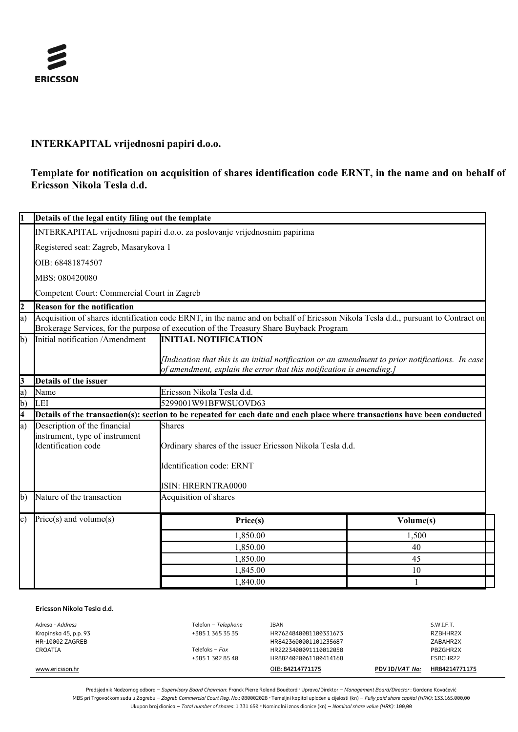ERICSSON

**INTERKAPITAL vrijednosni papiri d.o.o.**

**Template for notification on acquisition of shares identification code ERNT, in the name and on behalf of Ericsson Nikola Tesla d.d.**

| | | | |
|---|---|---|---|
| **1** | **Details of the legal entity filing out the template** | | |
| | INTERKAPITAL vrijednosni papiri d.o.o. za poslovanje vrijednosnim papirima<br>Registered seat: Zagreb, Masarykova 1<br>OIB: 68481874507<br>MBS: 080420080<br>Competent Court: Commercial Court in Zagreb | | |
| **2** | **Reason for the notification** | | |
| a) | Acquisition of shares identification code ERNT, in the name and on behalf of Ericsson Nikola Tesla d.d., pursuant to Contract on Brokerage Services, for the purpose of execution of the Treasury Share Buyback Program | | |
| b) | Initial notification /Amendment | **INITIAL NOTIFICATION**<br><br>*[Indication that this is an initial notification or an amendment to prior notifications. In case of amendment, explain the error that this notification is amending.]* | |
| **3** | **Details of the issuer** | | |
| a) | Name | Ericsson Nikola Tesla d.d. | |
| b) | LEI | 5299001W91BFWSUOVD63 | |
| **4** | **Details of the transaction(s): section to be repeated for each date and each place where transactions have been conducted** | | |
| a) | Description of the financial instrument, type of instrument<br>Identification code | Shares<br><br>Ordinary shares of the issuer Ericsson Nikola Tesla d.d.<br><br>Identification code: ERNT<br><br>ISIN: HRERNTRA0000 | |
| b) | Nature of the transaction | Acquisition of shares | |
| c) | Price(s) and volume(s) | **Price(s)** | **Volume(s)** |
| | | 1,850.00 | 1,500 |
| | | 1,850.00 | 40 |
| | | 1,850.00 | 45 |
| | | 1,845.00 | 10 |
| | | 1,840.00 | 1 |

**Ericsson Nikola Tesla d.d.**

Adresa - *Address*
Krapinska 45, p.p. 93
HR-10002 ZAGREB
CROATIA

Telefon – *Telephone*
+385 1 365 35 35

Telefaks – *Fax*
+385 1 302 85 40

IBAN
HR7624840081100331673
HR8423600001101235687
HR2223400091110012058
HR8824020061100414168

S.W.I.F.T.
RZBHHR2X
ZABAHR2X
PBZGHR2X
ESBCHR22

www.ericsson.hr

OIB: 84214771175

PDV ID/*VAT No:* HR84214771175

Predsjednik Nadzornog odbora – *Supervisory Board Chairman*: Franck Pierre Roland Bouétard • Uprava/Direktor – *Management Board/Director* : Gordana Kovačević
MBS pri Trgovačkom sudu u Zagrebu – *Zagreb Commercial Court Reg. No.*: 080002028 • Temeljni kapital uplaćen u cijelosti (kn) – *Fully paid share capital (HRK)*: 133.165.000,00
Ukupan broj dionica – *Total number of shares*: 1 331 650 • Nominalni iznos dionice (kn) – *Nominal share value (HRK)*: 100,00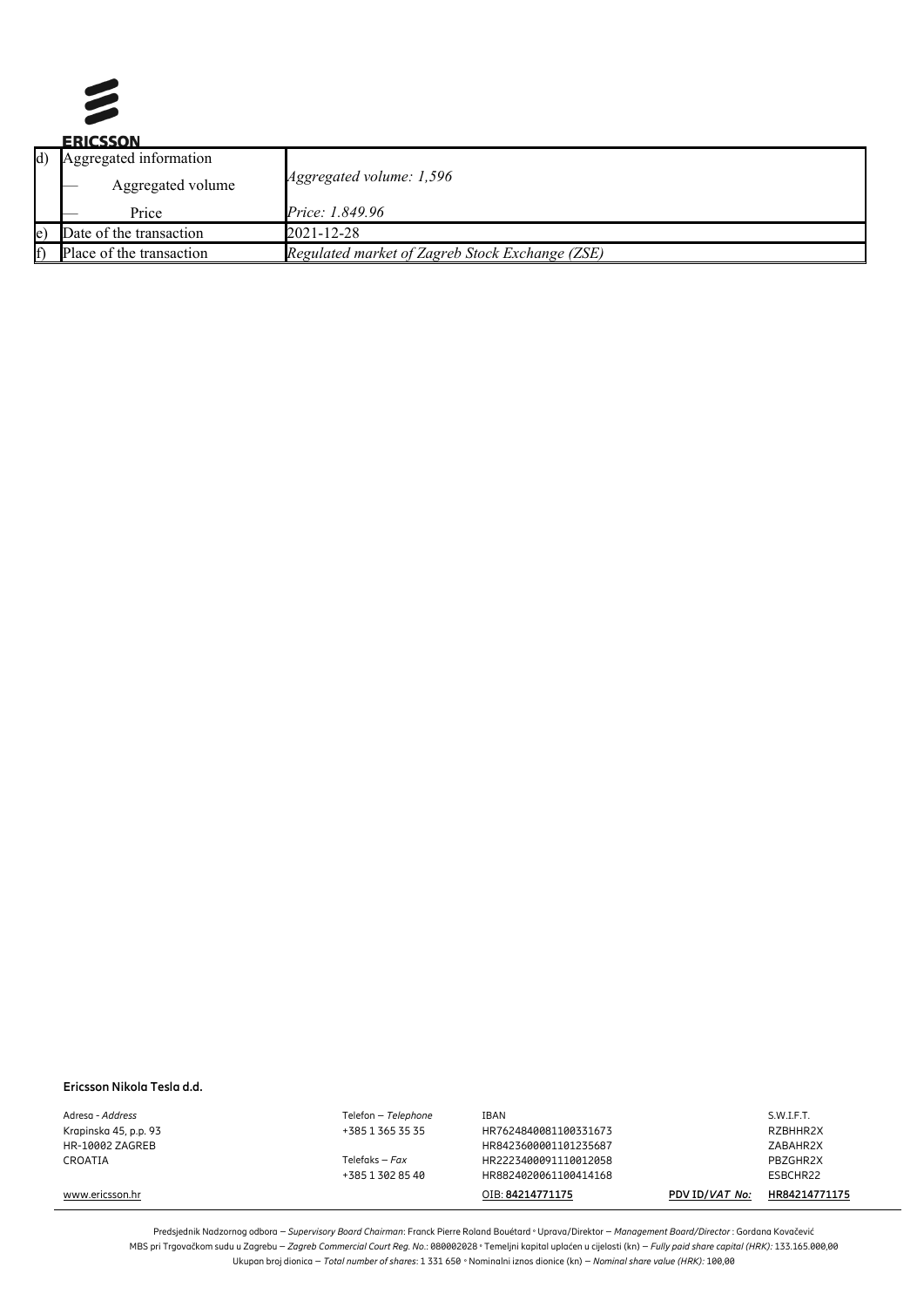| | | |
|---|---|---|
| d) | Aggregated information<br>— Aggregated volume<br>— Price | *Aggregated volume: 1,596*<br>*Price: 1.849.96* |
| e) | Date of the transaction | 2021-12-28 |
| f) | Place of the transaction | *Regulated market of Zagreb Stock Exchange (ZSE)* |

**Ericsson Nikola Tesla d.d.**

| Adresa - *Address* | Telefon – *Telephone* | IBAN | | S.W.I.F.T. |
|---|---|---|---|---|
| Krapinska 45, p.p. 93 | +385 1 365 35 35 | HR7624840081100331673 | | RZBHHR2X |
| HR-10002 ZAGREB | | HR8423600001101235687 | | ZABAHR2X |
| CROATIA | Telefaks – *Fax* | HR2223400091110012058 | | PBZGHR2X |
| | +385 1 302 85 40 | HR8824020061100414168 | | ESBCHR22 |
| www.ericsson.hr | | OIB: **84214771175** | **PDV ID/*VAT No:*** | **HR84214771175** |

Predsjednik Nadzornog odbora – *Supervisory Board Chairman*: Franck Pierre Roland Bouétard • Uprava/Direktor – *Management Board/Director* : Gordana Kovačević
MBS pri Trgovačkom sudu u Zagrebu – *Zagreb Commercial Court Reg. No.*: 080002028 • Temeljni kapital uplaćen u cijelosti (kn) – *Fully paid share capital (HRK)*: 133.165.000,00
Ukupan broj dionica – *Total number of shares*: 1 331 650 • Nominalni iznos dionice (kn) – *Nominal share value (HRK)*: 100,00